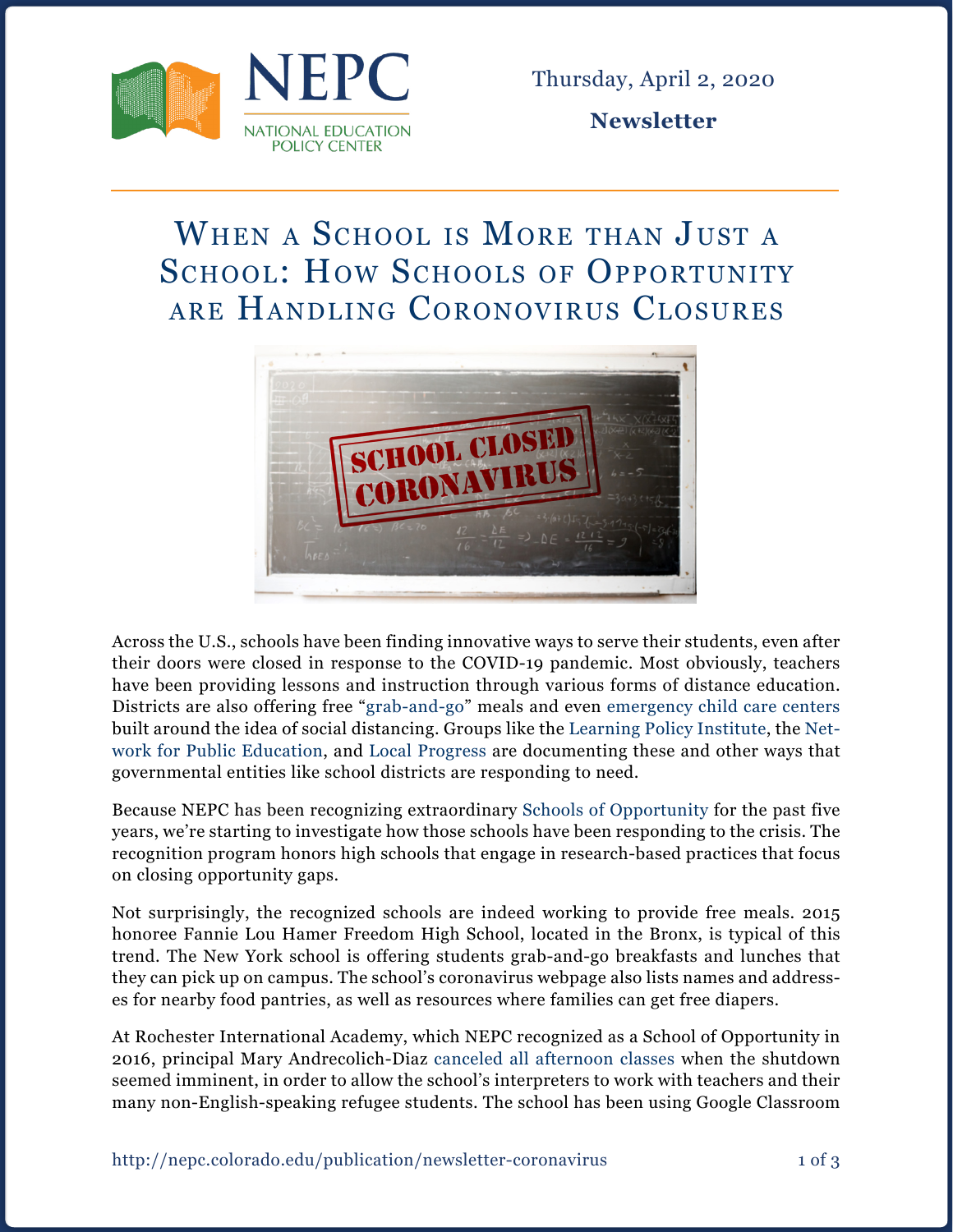Thursday, April 2, 2020

**Newsletter**

# When a School is More than Just a School: How Schools of Opportunity are Handling Coronovirus Closures

Across the U.S., schools have been finding innovative ways to serve their students, even after their doors were closed in response to the COVID-19 pandemic. Most obviously, teachers have been providing lessons and instruction through various forms of distance education. Districts are also offering free "grab-and-go" meals and even emergency child care centers built around the idea of social distancing. Groups like the Learning Policy Institute, the Network for Public Education, and Local Progress are documenting these and other ways that governmental entities like school districts are responding to need.

Because NEPC has been recognizing extraordinary Schools of Opportunity for the past five years, we're starting to investigate how those schools have been responding to the crisis. The recognition program honors high schools that engage in research-based practices that focus on closing opportunity gaps.

Not surprisingly, the recognized schools are indeed working to provide free meals. 2015 honoree Fannie Lou Hamer Freedom High School, located in the Bronx, is typical of this trend. The New York school is offering students grab-and-go breakfasts and lunches that they can pick up on campus. The school's coronavirus webpage also lists names and addresses for nearby food pantries, as well as resources where families can get free diapers.

At Rochester International Academy, which NEPC recognized as a School of Opportunity in 2016, principal Mary Andrecolich-Diaz canceled all afternoon classes when the shutdown seemed imminent, in order to allow the school's interpreters to work with teachers and their many non-English-speaking refugee students. The school has been using Google Classroom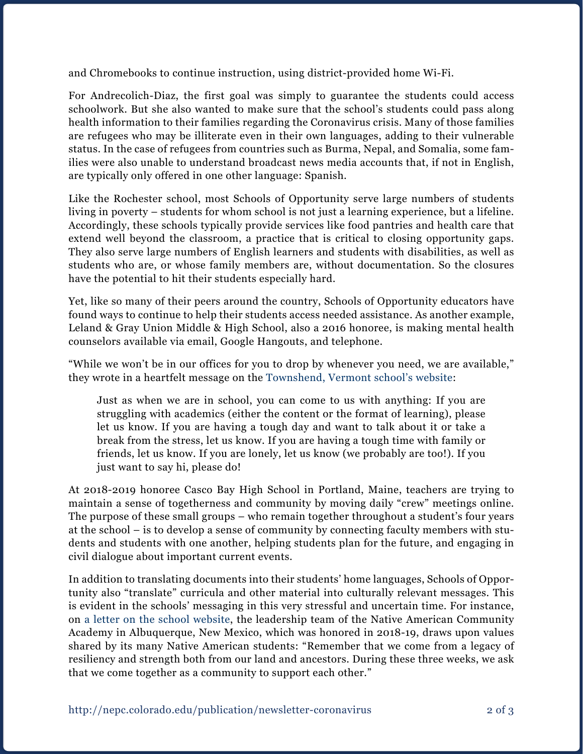and Chromebooks to continue instruction, using district-provided home Wi-Fi.

For Andrecolich-Diaz, the first goal was simply to guarantee the students could access schoolwork. But she also wanted to make sure that the school's students could pass along health information to their families regarding the Coronavirus crisis. Many of those families are refugees who may be illiterate even in their own languages, adding to their vulnerable status. In the case of refugees from countries such as Burma, Nepal, and Somalia, some families were also unable to understand broadcast news media accounts that, if not in English, are typically only offered in one other language: Spanish.

Like the Rochester school, most Schools of Opportunity serve large numbers of students living in poverty – students for whom school is not just a learning experience, but a lifeline. Accordingly, these schools typically provide services like food pantries and health care that extend well beyond the classroom, a practice that is critical to closing opportunity gaps. They also serve large numbers of English learners and students with disabilities, as well as students who are, or whose family members are, without documentation. So the closures have the potential to hit their students especially hard.

Yet, like so many of their peers around the country, Schools of Opportunity educators have found ways to continue to help their students access needed assistance. As another example, Leland & Gray Union Middle & High School, also a 2016 honoree, is making mental health counselors available via email, Google Hangouts, and telephone.

"While we won't be in our offices for you to drop by whenever you need, we are available," they wrote in a heartfelt message on the Townshend, Vermont school's website:

> Just as when we are in school, you can come to us with anything: If you are struggling with academics (either the content or the format of learning), please let us know. If you are having a tough day and want to talk about it or take a break from the stress, let us know. If you are having a tough time with family or friends, let us know. If you are lonely, let us know (we probably are too!). If you just want to say hi, please do!

At 2018-2019 honoree Casco Bay High School in Portland, Maine, teachers are trying to maintain a sense of togetherness and community by moving daily "crew" meetings online. The purpose of these small groups – who remain together throughout a student's four years at the school – is to develop a sense of community by connecting faculty members with students and students with one another, helping students plan for the future, and engaging in civil dialogue about important current events.

In addition to translating documents into their students' home languages, Schools of Opportunity also "translate" curricula and other material into culturally relevant messages. This is evident in the schools' messaging in this very stressful and uncertain time. For instance, on a letter on the school website, the leadership team of the Native American Community Academy in Albuquerque, New Mexico, which was honored in 2018-19, draws upon values shared by its many Native American students: "Remember that we come from a legacy of resiliency and strength both from our land and ancestors. During these three weeks, we ask that we come together as a community to support each other."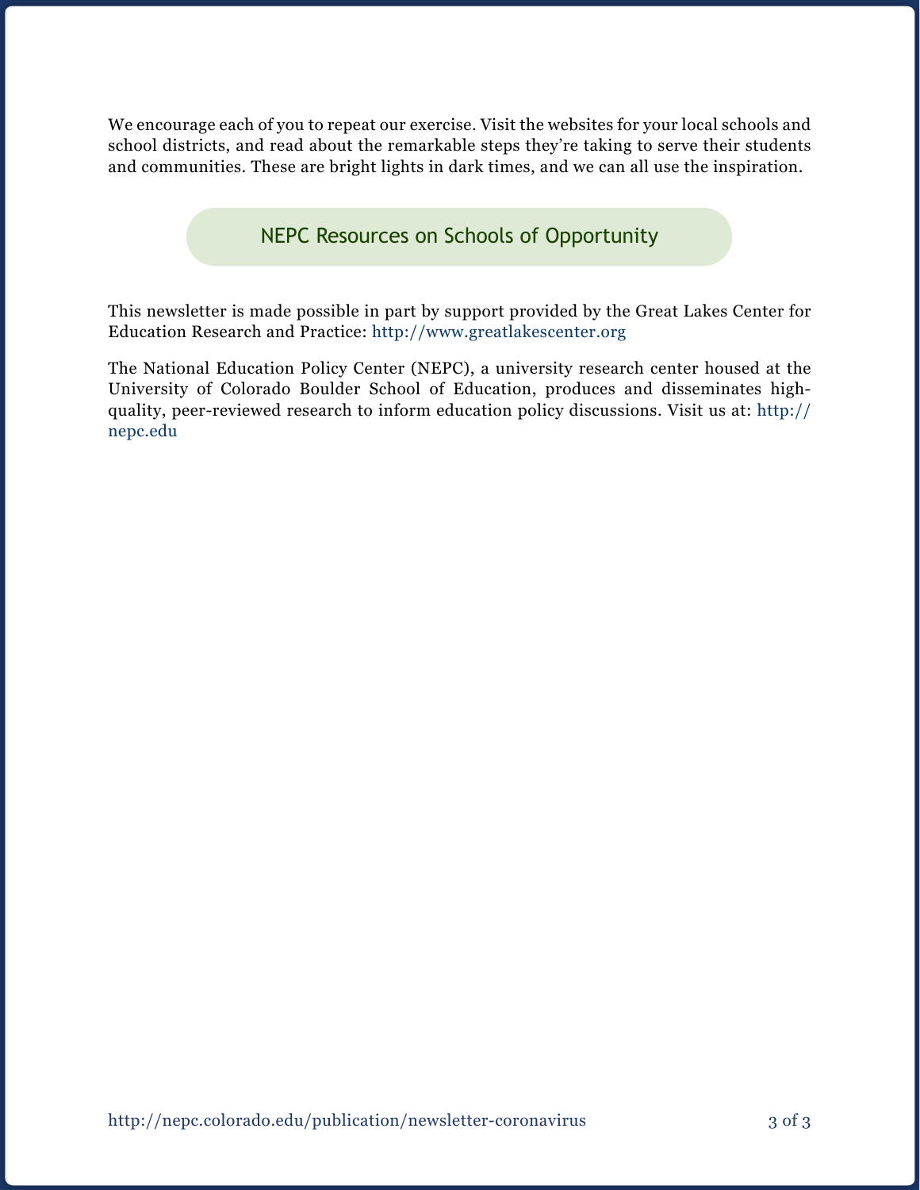We encourage each of you to repeat our exercise. Visit the websites for your local schools and school districts, and read about the remarkable steps they're taking to serve their students and communities. These are bright lights in dark times, and we can all use the inspiration.

NEPC Resources on Schools of Opportunity

This newsletter is made possible in part by support provided by the Great Lakes Center for Education Research and Practice: http://www.greatlakescenter.org

The National Education Policy Center (NEPC), a university research center housed at the University of Colorado Boulder School of Education, produces and disseminates high-quality, peer-reviewed research to inform education policy discussions. Visit us at: http://nepc.edu